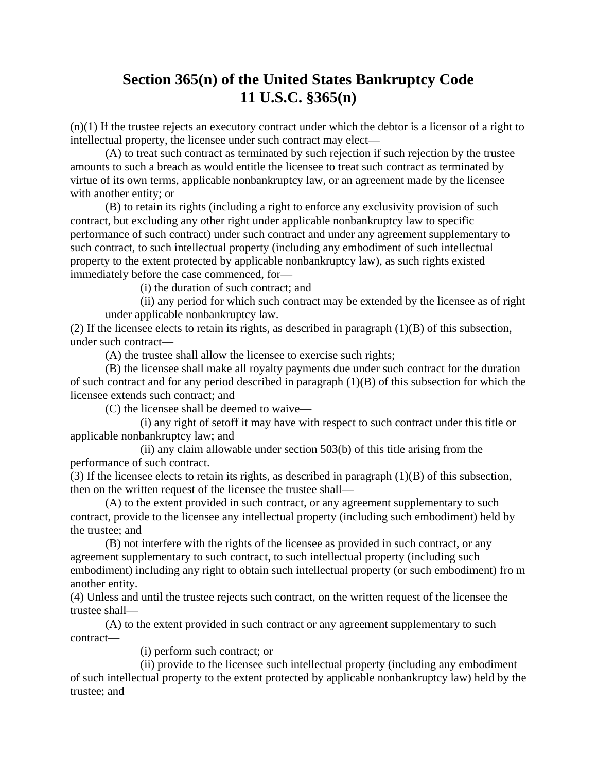# Section 365(n) of the United States Bankruptcy Code
# 11 U.S.C. §365(n)

(n)(1) If the trustee rejects an executory contract under which the debtor is a licensor of a right to intellectual property, the licensee under such contract may elect—

(A) to treat such contract as terminated by such rejection if such rejection by the trustee amounts to such a breach as would entitle the licensee to treat such contract as terminated by virtue of its own terms, applicable nonbankruptcy law, or an agreement made by the licensee with another entity; or

(B) to retain its rights (including a right to enforce any exclusivity provision of such contract, but excluding any other right under applicable nonbankruptcy law to specific performance of such contract) under such contract and under any agreement supplementary to such contract, to such intellectual property (including any embodiment of such intellectual property to the extent protected by applicable nonbankruptcy law), as such rights existed immediately before the case commenced, for—

(i) the duration of such contract; and

(ii) any period for which such contract may be extended by the licensee as of right under applicable nonbankruptcy law.

(2) If the licensee elects to retain its rights, as described in paragraph (1)(B) of this subsection, under such contract—

(A) the trustee shall allow the licensee to exercise such rights;

(B) the licensee shall make all royalty payments due under such contract for the duration of such contract and for any period described in paragraph (1)(B) of this subsection for which the licensee extends such contract; and

(C) the licensee shall be deemed to waive—

(i) any right of setoff it may have with respect to such contract under this title or applicable nonbankruptcy law; and

(ii) any claim allowable under section 503(b) of this title arising from the performance of such contract.

(3) If the licensee elects to retain its rights, as described in paragraph (1)(B) of this subsection, then on the written request of the licensee the trustee shall—

(A) to the extent provided in such contract, or any agreement supplementary to such contract, provide to the licensee any intellectual property (including such embodiment) held by the trustee; and

(B) not interfere with the rights of the licensee as provided in such contract, or any agreement supplementary to such contract, to such intellectual property (including such embodiment) including any right to obtain such intellectual property (or such embodiment) fro m another entity.

(4) Unless and until the trustee rejects such contract, on the written request of the licensee the trustee shall—

(A) to the extent provided in such contract or any agreement supplementary to such contract—

(i) perform such contract; or

(ii) provide to the licensee such intellectual property (including any embodiment of such intellectual property to the extent protected by applicable nonbankruptcy law) held by the trustee; and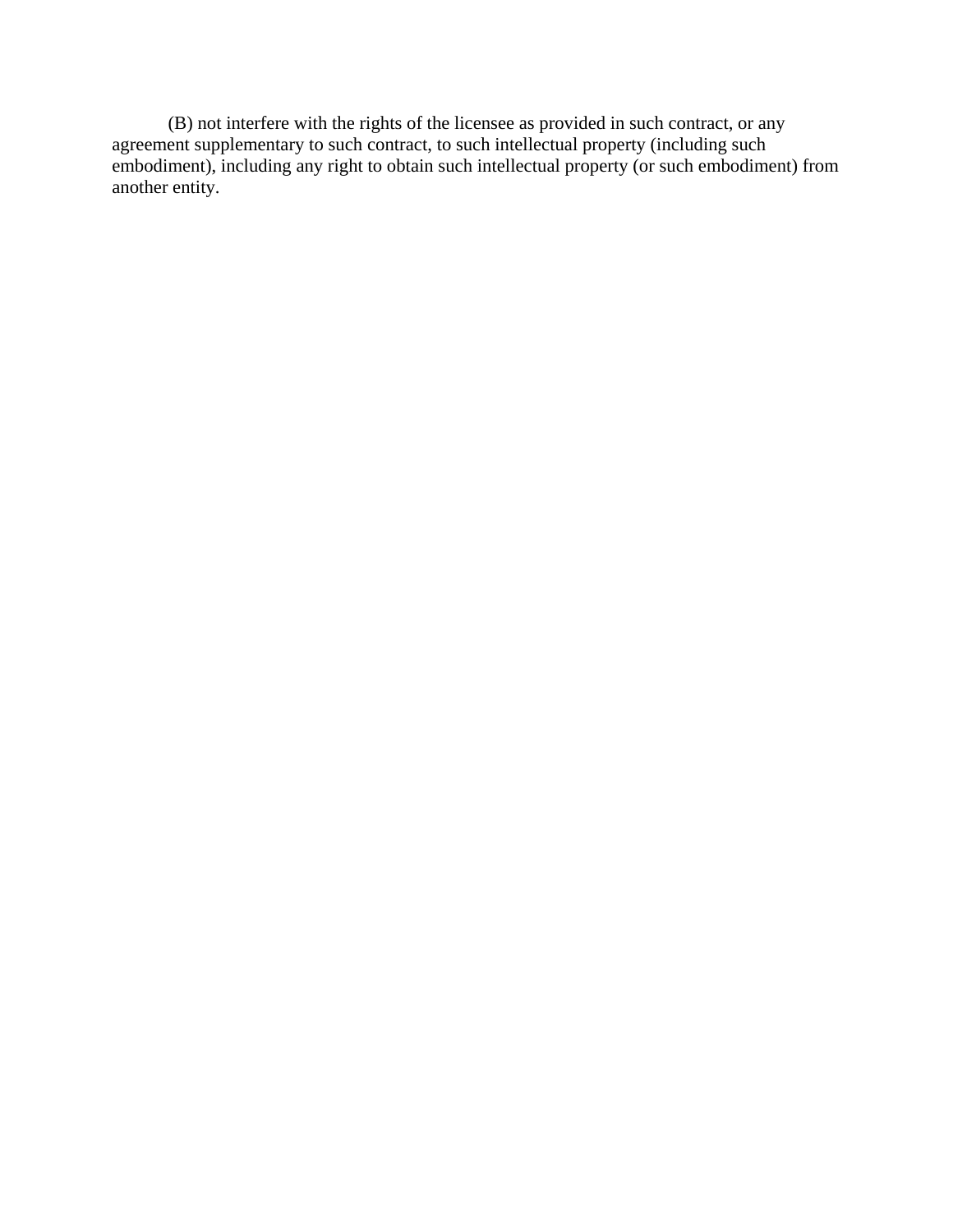(B) not interfere with the rights of the licensee as provided in such contract, or any agreement supplementary to such contract, to such intellectual property (including such embodiment), including any right to obtain such intellectual property (or such embodiment) from another entity.